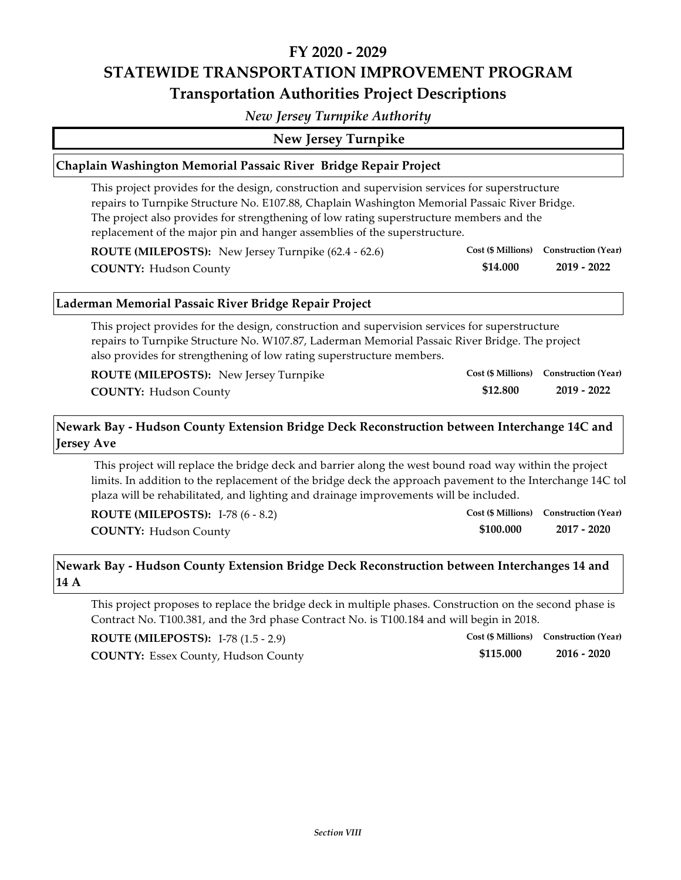# FY 2020 - 2029

# STATEWIDE TRANSPORTATION IMPROVEMENT PROGRAM

## Transportation Authorities Project Descriptions

*New Jersey Turnpike Authority*

## New Jersey Turnpike

### Chaplain Washington Memorial Passaic River Bridge Repair Project

This project provides for the design, construction and supervision services for superstructure repairs to Turnpike Structure No. E107.88, Chaplain Washington Memorial Passaic River Bridge. The project also provides for strengthening of low rating superstructure members and the replacement of the major pin and hanger assemblies of the superstructure.

**ROUTE (MILEPOSTS):** New Jersey Turnpike (62.4 - 62.6)
**COUNTY:** Hudson County

| Cost ($ Millions) | Construction (Year) |
|---|---|
| $14.000 | 2019 - 2022 |

### Laderman Memorial Passaic River Bridge Repair Project

This project provides for the design, construction and supervision services for superstructure repairs to Turnpike Structure No. W107.87, Laderman Memorial Passaic River Bridge. The project also provides for strengthening of low rating superstructure members.

**ROUTE (MILEPOSTS):** New Jersey Turnpike
**COUNTY:** Hudson County

| Cost ($ Millions) | Construction (Year) |
|---|---|
| $12.800 | 2019 - 2022 |

### Newark Bay - Hudson County Extension Bridge Deck Reconstruction between Interchange 14C and Jersey Ave

This project will replace the bridge deck and barrier along the west bound road way within the project limits. In addition to the replacement of the bridge deck the approach pavement to the Interchange 14C tol plaza will be rehabilitated, and lighting and drainage improvements will be included.

**ROUTE (MILEPOSTS):** I-78 (6 - 8.2)
**COUNTY:** Hudson County

| Cost ($ Millions) | Construction (Year) |
|---|---|
| $100.000 | 2017 - 2020 |

### Newark Bay - Hudson County Extension Bridge Deck Reconstruction between Interchanges 14 and 14 A

This project proposes to replace the bridge deck in multiple phases. Construction on the second phase is Contract No. T100.381, and the 3rd phase Contract No. is T100.184 and will begin in 2018.

**ROUTE (MILEPOSTS):** I-78 (1.5 - 2.9)
**COUNTY:** Essex County, Hudson County

| Cost ($ Millions) | Construction (Year) |
|---|---|
| $115.000 | 2016 - 2020 |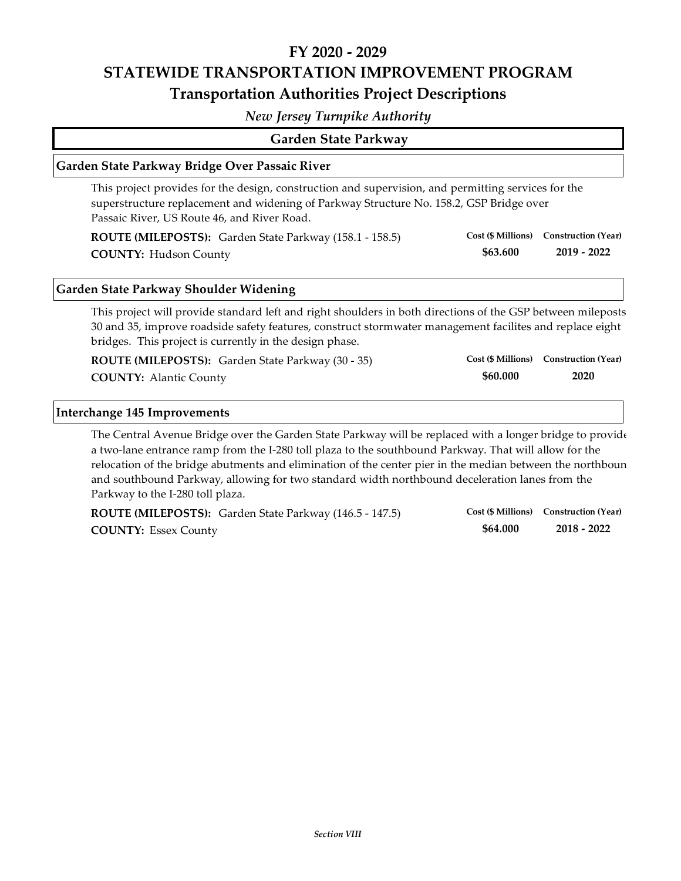# FY 2020 - 2029
# STATEWIDE TRANSPORTATION IMPROVEMENT PROGRAM
## Transportation Authorities Project Descriptions

*New Jersey Turnpike Authority*

## Garden State Parkway

### Garden State Parkway Bridge Over Passaic River

This project provides for the design, construction and supervision, and permitting services for the superstructure replacement and widening of Parkway Structure No. 158.2, GSP Bridge over Passaic River, US Route 46, and River Road.

**ROUTE (MILEPOSTS):** Garden State Parkway (158.1 - 158.5)
**COUNTY:** Hudson County

| Cost ($ Millions) | Construction (Year) |
|---|---|
| $63.600 | 2019 - 2022 |

### Garden State Parkway Shoulder Widening

This project will provide standard left and right shoulders in both directions of the GSP between mileposts 30 and 35, improve roadside safety features, construct stormwater management facilites and replace eight bridges. This project is currently in the design phase.

**ROUTE (MILEPOSTS):** Garden State Parkway (30 - 35)
**COUNTY:** Alantic County

| Cost ($ Millions) | Construction (Year) |
|---|---|
| $60.000 | 2020 |

### Interchange 145 Improvements

The Central Avenue Bridge over the Garden State Parkway will be replaced with a longer bridge to provide a two-lane entrance ramp from the I-280 toll plaza to the southbound Parkway. That will allow for the relocation of the bridge abutments and elimination of the center pier in the median between the northbound and southbound Parkway, allowing for two standard width northbound deceleration lanes from the Parkway to the I-280 toll plaza.

**ROUTE (MILEPOSTS):** Garden State Parkway (146.5 - 147.5)
**COUNTY:** Essex County

| Cost ($ Millions) | Construction (Year) |
|---|---|
| $64.000 | 2018 - 2022 |